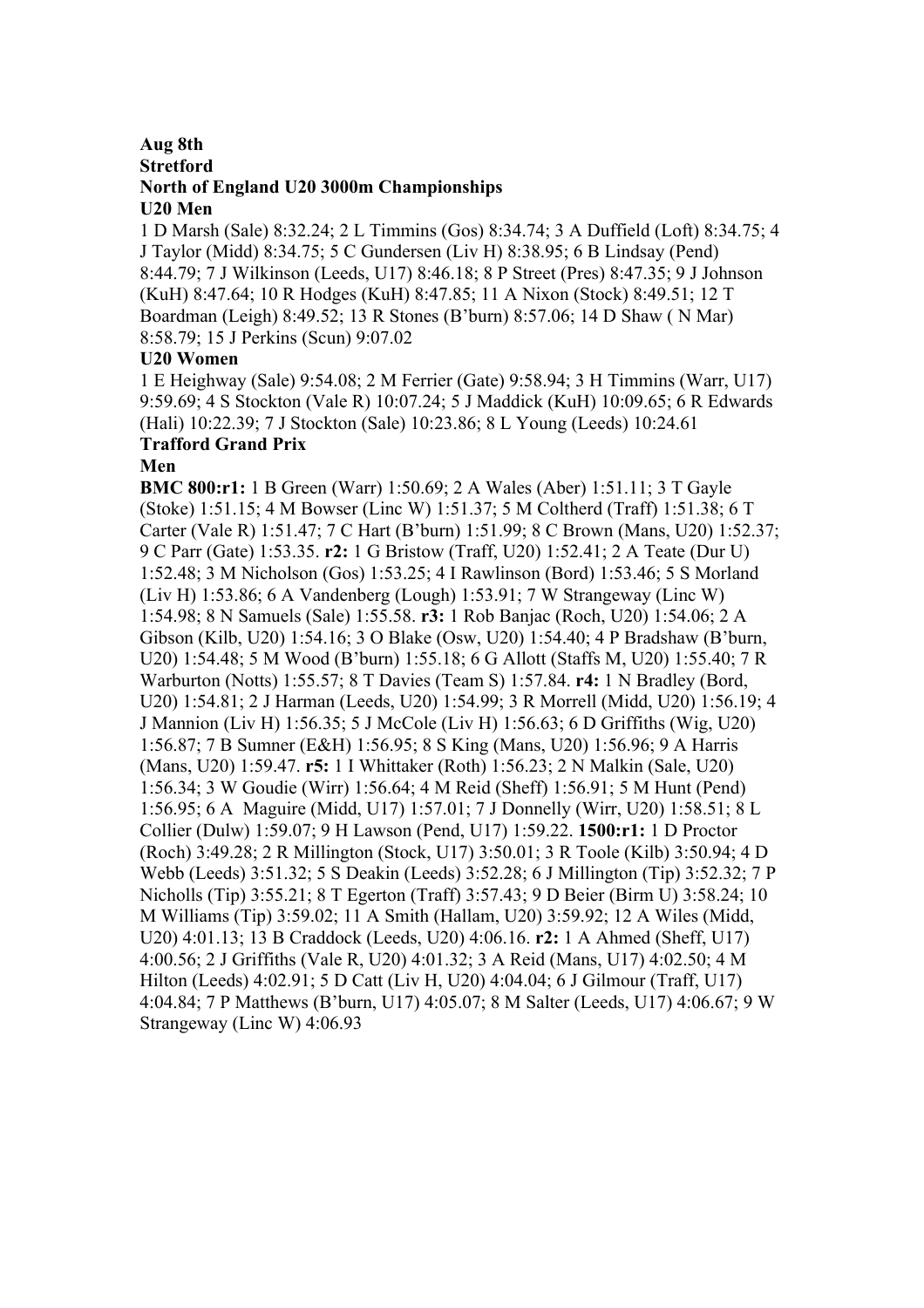**Aug 8th**
**Stretford**
**North of England U20 3000m Championships**
**U20 Men**

1 D Marsh (Sale) 8:32.24; 2 L Timmins (Gos) 8:34.74; 3 A Duffield (Loft) 8:34.75; 4 J Taylor (Midd) 8:34.75; 5 C Gundersen (Liv H) 8:38.95; 6 B Lindsay (Pend) 8:44.79; 7 J Wilkinson (Leeds, U17) 8:46.18; 8 P Street (Pres) 8:47.35; 9 J Johnson (KuH) 8:47.64; 10 R Hodges (KuH) 8:47.85; 11 A Nixon (Stock) 8:49.51; 12 T Boardman (Leigh) 8:49.52; 13 R Stones (B'burn) 8:57.06; 14 D Shaw ( N Mar) 8:58.79; 15 J Perkins (Scun) 9:07.02

**U20 Women**

1 E Heighway (Sale) 9:54.08; 2 M Ferrier (Gate) 9:58.94; 3 H Timmins (Warr, U17) 9:59.69; 4 S Stockton (Vale R) 10:07.24; 5 J Maddick (KuH) 10:09.65; 6 R Edwards (Hali) 10:22.39; 7 J Stockton (Sale) 10:23.86; 8 L Young (Leeds) 10:24.61

**Trafford Grand Prix**

**Men**

**BMC 800:r1:** 1 B Green (Warr) 1:50.69; 2 A Wales (Aber) 1:51.11; 3 T Gayle (Stoke) 1:51.15; 4 M Bowser (Linc W) 1:51.37; 5 M Coltherd (Traff) 1:51.38; 6 T Carter (Vale R) 1:51.47; 7 C Hart (B'burn) 1:51.99; 8 C Brown (Mans, U20) 1:52.37; 9 C Parr (Gate) 1:53.35. **r2:** 1 G Bristow (Traff, U20) 1:52.41; 2 A Teate (Dur U) 1:52.48; 3 M Nicholson (Gos) 1:53.25; 4 I Rawlinson (Bord) 1:53.46; 5 S Morland (Liv H) 1:53.86; 6 A Vandenberg (Lough) 1:53.91; 7 W Strangeway (Linc W) 1:54.98; 8 N Samuels (Sale) 1:55.58. **r3:** 1 Rob Banjac (Roch, U20) 1:54.06; 2 A Gibson (Kilb, U20) 1:54.16; 3 O Blake (Osw, U20) 1:54.40; 4 P Bradshaw (B'burn, U20) 1:54.48; 5 M Wood (B'burn) 1:55.18; 6 G Allott (Staffs M, U20) 1:55.40; 7 R Warburton (Notts) 1:55.57; 8 T Davies (Team S) 1:57.84. **r4:** 1 N Bradley (Bord, U20) 1:54.81; 2 J Harman (Leeds, U20) 1:54.99; 3 R Morrell (Midd, U20) 1:56.19; 4 J Mannion (Liv H) 1:56.35; 5 J McCole (Liv H) 1:56.63; 6 D Griffiths (Wig, U20) 1:56.87; 7 B Sumner (E&H) 1:56.95; 8 S King (Mans, U20) 1:56.96; 9 A Harris (Mans, U20) 1:59.47. **r5:** 1 I Whittaker (Roth) 1:56.23; 2 N Malkin (Sale, U20) 1:56.34; 3 W Goudie (Wirr) 1:56.64; 4 M Reid (Sheff) 1:56.91; 5 M Hunt (Pend) 1:56.95; 6 A Maguire (Midd, U17) 1:57.01; 7 J Donnelly (Wirr, U20) 1:58.51; 8 L Collier (Dulw) 1:59.07; 9 H Lawson (Pend, U17) 1:59.22. **1500:r1:** 1 D Proctor (Roch) 3:49.28; 2 R Millington (Stock, U17) 3:50.01; 3 R Toole (Kilb) 3:50.94; 4 D Webb (Leeds) 3:51.32; 5 S Deakin (Leeds) 3:52.28; 6 J Millington (Tip) 3:52.32; 7 P Nicholls (Tip) 3:55.21; 8 T Egerton (Traff) 3:57.43; 9 D Beier (Birm U) 3:58.24; 10 M Williams (Tip) 3:59.02; 11 A Smith (Hallam, U20) 3:59.92; 12 A Wiles (Midd, U20) 4:01.13; 13 B Craddock (Leeds, U20) 4:06.16. **r2:** 1 A Ahmed (Sheff, U17) 4:00.56; 2 J Griffiths (Vale R, U20) 4:01.32; 3 A Reid (Mans, U17) 4:02.50; 4 M Hilton (Leeds) 4:02.91; 5 D Catt (Liv H, U20) 4:04.04; 6 J Gilmour (Traff, U17) 4:04.84; 7 P Matthews (B'burn, U17) 4:05.07; 8 M Salter (Leeds, U17) 4:06.67; 9 W Strangeway (Linc W) 4:06.93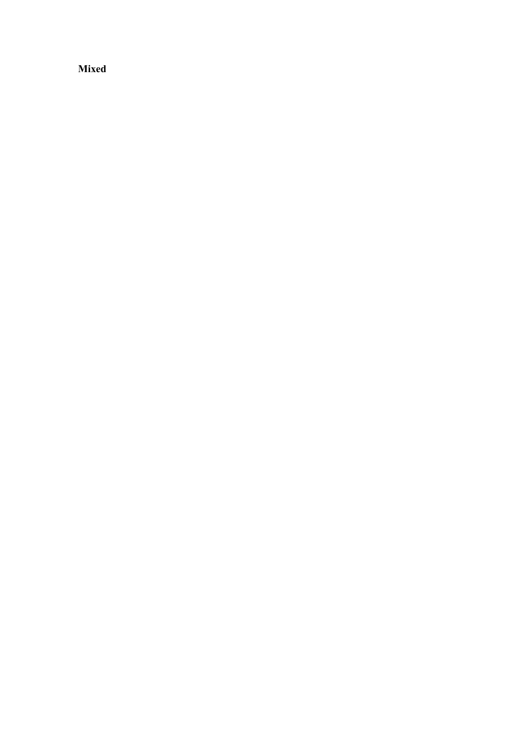**Mixed**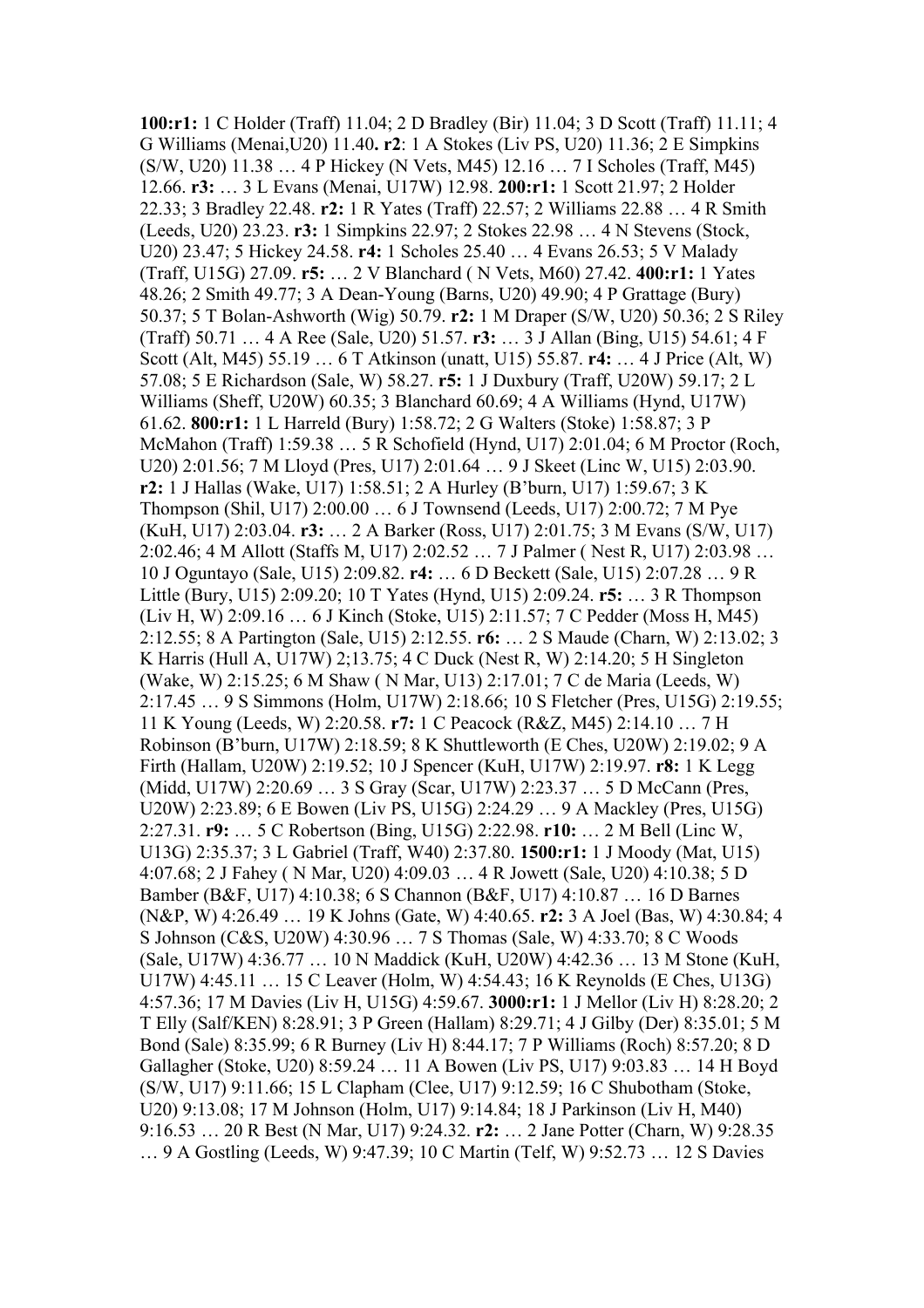**100:r1:** 1 C Holder (Traff) 11.04; 2 D Bradley (Bir) 11.04; 3 D Scott (Traff) 11.11; 4 G Williams (Menai,U20) 11.40**. r2**: 1 A Stokes (Liv PS, U20) 11.36; 2 E Simpkins (S/W, U20) 11.38 … 4 P Hickey (N Vets, M45) 12.16 … 7 I Scholes (Traff, M45) 12.66. **r3:** … 3 L Evans (Menai, U17W) 12.98. **200:r1:** 1 Scott 21.97; 2 Holder 22.33; 3 Bradley 22.48. **r2:** 1 R Yates (Traff) 22.57; 2 Williams 22.88 … 4 R Smith (Leeds, U20) 23.23. **r3:** 1 Simpkins 22.97; 2 Stokes 22.98 … 4 N Stevens (Stock, U20) 23.47; 5 Hickey 24.58. **r4:** 1 Scholes 25.40 … 4 Evans 26.53; 5 V Malady (Traff, U15G) 27.09. **r5:** … 2 V Blanchard ( N Vets, M60) 27.42. **400:r1:** 1 Yates 48.26; 2 Smith 49.77; 3 A Dean-Young (Barns, U20) 49.90; 4 P Grattage (Bury) 50.37; 5 T Bolan-Ashworth (Wig) 50.79. **r2:** 1 M Draper (S/W, U20) 50.36; 2 S Riley (Traff) 50.71 … 4 A Ree (Sale, U20) 51.57. **r3:** … 3 J Allan (Bing, U15) 54.61; 4 F Scott (Alt, M45) 55.19 … 6 T Atkinson (unatt, U15) 55.87. **r4:** … 4 J Price (Alt, W) 57.08; 5 E Richardson (Sale, W) 58.27. **r5:** 1 J Duxbury (Traff, U20W) 59.17; 2 L Williams (Sheff, U20W) 60.35; 3 Blanchard 60.69; 4 A Williams (Hynd, U17W) 61.62. **800:r1:** 1 L Harreld (Bury) 1:58.72; 2 G Walters (Stoke) 1:58.87; 3 P McMahon (Traff) 1:59.38 … 5 R Schofield (Hynd, U17) 2:01.04; 6 M Proctor (Roch, U20) 2:01.56; 7 M Lloyd (Pres, U17) 2:01.64 … 9 J Skeet (Linc W, U15) 2:03.90. **r2:** 1 J Hallas (Wake, U17) 1:58.51; 2 A Hurley (B'burn, U17) 1:59.67; 3 K Thompson (Shil, U17) 2:00.00 … 6 J Townsend (Leeds, U17) 2:00.72; 7 M Pye (KuH, U17) 2:03.04. **r3:** … 2 A Barker (Ross, U17) 2:01.75; 3 M Evans (S/W, U17) 2:02.46; 4 M Allott (Staffs M, U17) 2:02.52 … 7 J Palmer ( Nest R, U17) 2:03.98 … 10 J Oguntayo (Sale, U15) 2:09.82. **r4:** … 6 D Beckett (Sale, U15) 2:07.28 … 9 R Little (Bury, U15) 2:09.20; 10 T Yates (Hynd, U15) 2:09.24. **r5:** … 3 R Thompson (Liv H, W) 2:09.16 … 6 J Kinch (Stoke, U15) 2:11.57; 7 C Pedder (Moss H, M45) 2:12.55; 8 A Partington (Sale, U15) 2:12.55. **r6:** … 2 S Maude (Charn, W) 2:13.02; 3 K Harris (Hull A, U17W) 2;13.75; 4 C Duck (Nest R, W) 2:14.20; 5 H Singleton (Wake, W) 2:15.25; 6 M Shaw ( N Mar, U13) 2:17.01; 7 C de Maria (Leeds, W) 2:17.45 … 9 S Simmons (Holm, U17W) 2:18.66; 10 S Fletcher (Pres, U15G) 2:19.55; 11 K Young (Leeds, W) 2:20.58. **r7:** 1 C Peacock (R&Z, M45) 2:14.10 … 7 H Robinson (B'burn, U17W) 2:18.59; 8 K Shuttleworth (E Ches, U20W) 2:19.02; 9 A Firth (Hallam, U20W) 2:19.52; 10 J Spencer (KuH, U17W) 2:19.97. **r8:** 1 K Legg (Midd, U17W) 2:20.69 … 3 S Gray (Scar, U17W) 2:23.37 … 5 D McCann (Pres, U20W) 2:23.89; 6 E Bowen (Liv PS, U15G) 2:24.29 … 9 A Mackley (Pres, U15G) 2:27.31. **r9:** … 5 C Robertson (Bing, U15G) 2:22.98. **r10:** … 2 M Bell (Linc W, U13G) 2:35.37; 3 L Gabriel (Traff, W40) 2:37.80. **1500:r1:** 1 J Moody (Mat, U15) 4:07.68; 2 J Fahey ( N Mar, U20) 4:09.03 … 4 R Jowett (Sale, U20) 4:10.38; 5 D Bamber (B&F, U17) 4:10.38; 6 S Channon (B&F, U17) 4:10.87 … 16 D Barnes (N&P, W) 4:26.49 … 19 K Johns (Gate, W) 4:40.65. **r2:** 3 A Joel (Bas, W) 4:30.84; 4 S Johnson (C&S, U20W) 4:30.96 … 7 S Thomas (Sale, W) 4:33.70; 8 C Woods (Sale, U17W) 4:36.77 … 10 N Maddick (KuH, U20W) 4:42.36 … 13 M Stone (KuH, U17W) 4:45.11 … 15 C Leaver (Holm, W) 4:54.43; 16 K Reynolds (E Ches, U13G) 4:57.36; 17 M Davies (Liv H, U15G) 4:59.67. **3000:r1:** 1 J Mellor (Liv H) 8:28.20; 2 T Elly (Salf/KEN) 8:28.91; 3 P Green (Hallam) 8:29.71; 4 J Gilby (Der) 8:35.01; 5 M Bond (Sale) 8:35.99; 6 R Burney (Liv H) 8:44.17; 7 P Williams (Roch) 8:57.20; 8 D Gallagher (Stoke, U20) 8:59.24 … 11 A Bowen (Liv PS, U17) 9:03.83 … 14 H Boyd (S/W, U17) 9:11.66; 15 L Clapham (Clee, U17) 9:12.59; 16 C Shubotham (Stoke, U20) 9:13.08; 17 M Johnson (Holm, U17) 9:14.84; 18 J Parkinson (Liv H, M40) 9:16.53 … 20 R Best (N Mar, U17) 9:24.32. **r2:** … 2 Jane Potter (Charn, W) 9:28.35 … 9 A Gostling (Leeds, W) 9:47.39; 10 C Martin (Telf, W) 9:52.73 … 12 S Davies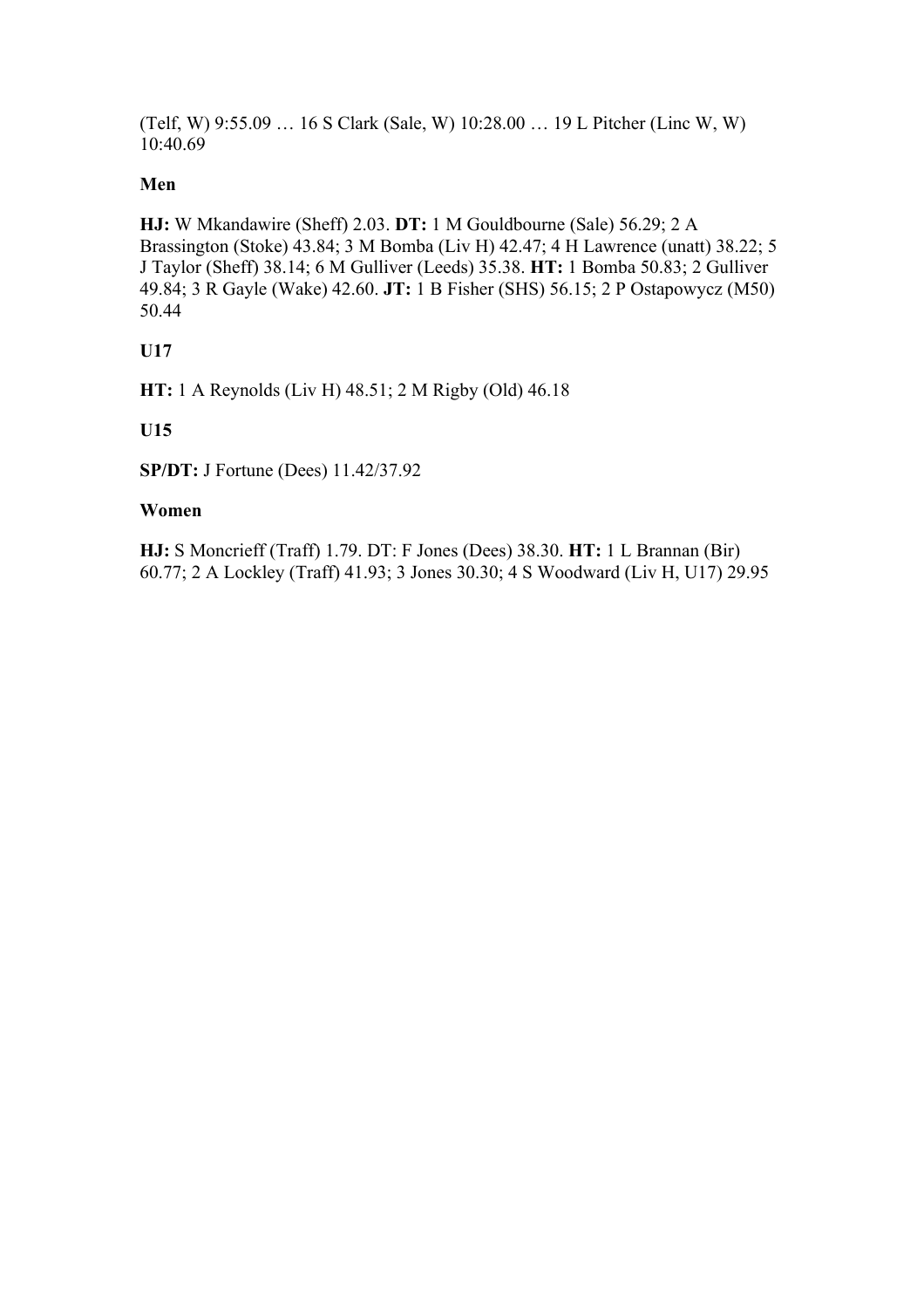(Telf, W) 9:55.09 … 16 S Clark (Sale, W) 10:28.00 … 19 L Pitcher (Linc W, W) 10:40.69

**Men**

**HJ:** W Mkandawire (Sheff) 2.03. **DT:** 1 M Gouldbourne (Sale) 56.29; 2 A Brassington (Stoke) 43.84; 3 M Bomba (Liv H) 42.47; 4 H Lawrence (unatt) 38.22; 5 J Taylor (Sheff) 38.14; 6 M Gulliver (Leeds) 35.38. **HT:** 1 Bomba 50.83; 2 Gulliver 49.84; 3 R Gayle (Wake) 42.60. **JT:** 1 B Fisher (SHS) 56.15; 2 P Ostapowycz (M50) 50.44

**U17**

**HT:** 1 A Reynolds (Liv H) 48.51; 2 M Rigby (Old) 46.18

**U15**

**SP/DT:** J Fortune (Dees) 11.42/37.92

**Women**

**HJ:** S Moncrieff (Traff) 1.79. DT: F Jones (Dees) 38.30. **HT:** 1 L Brannan (Bir) 60.77; 2 A Lockley (Traff) 41.93; 3 Jones 30.30; 4 S Woodward (Liv H, U17) 29.95